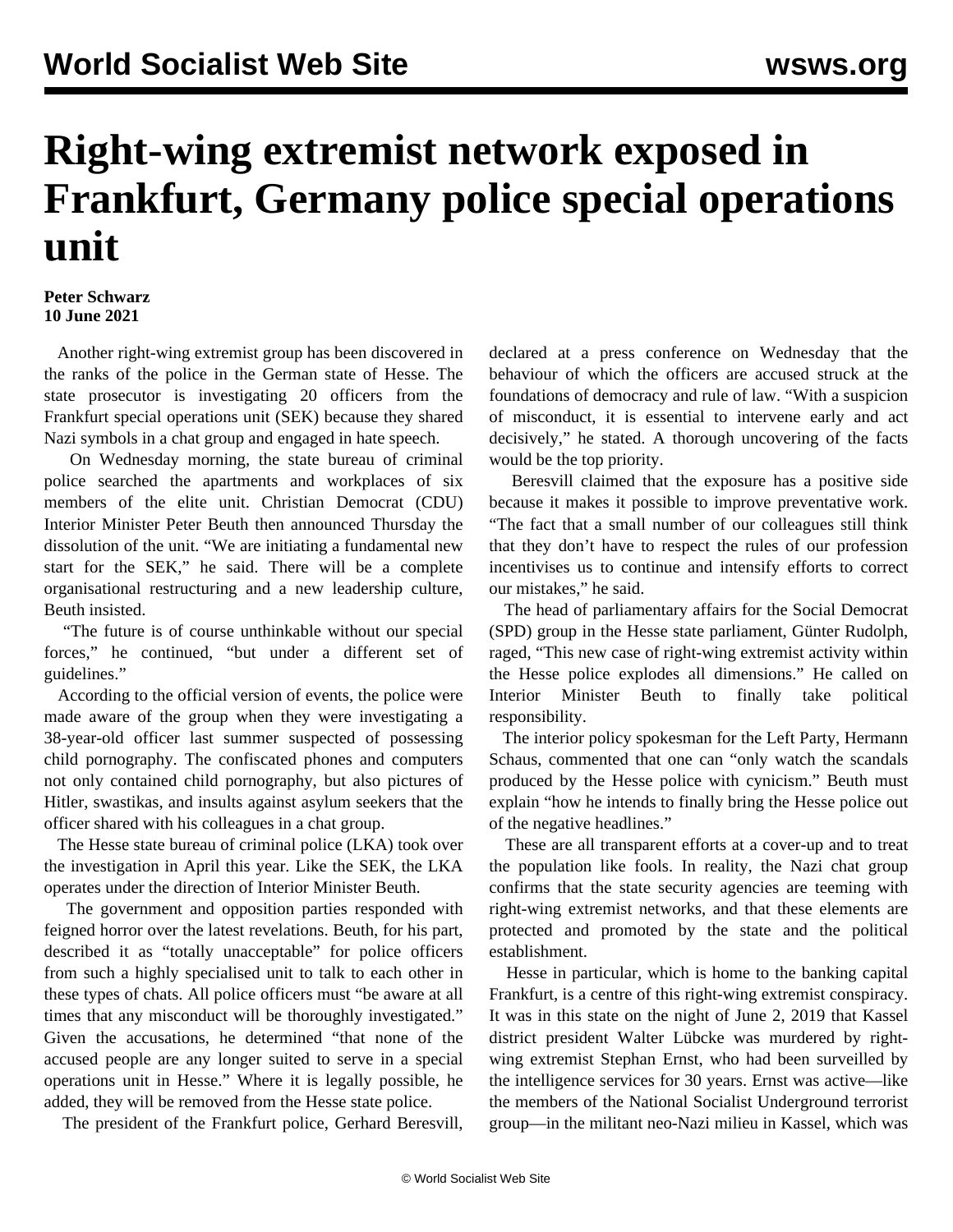# Right-wing extremist network exposed in Frankfurt, Germany police special operations unit

**Peter Schwarz**
**10 June 2021**

Another right-wing extremist group has been discovered in the ranks of the police in the German state of Hesse. The state prosecutor is investigating 20 officers from the Frankfurt special operations unit (SEK) because they shared Nazi symbols in a chat group and engaged in hate speech.

On Wednesday morning, the state bureau of criminal police searched the apartments and workplaces of six members of the elite unit. Christian Democrat (CDU) Interior Minister Peter Beuth then announced Thursday the dissolution of the unit. "We are initiating a fundamental new start for the SEK," he said. There will be a complete organisational restructuring and a new leadership culture, Beuth insisted.

"The future is of course unthinkable without our special forces," he continued, "but under a different set of guidelines."

According to the official version of events, the police were made aware of the group when they were investigating a 38-year-old officer last summer suspected of possessing child pornography. The confiscated phones and computers not only contained child pornography, but also pictures of Hitler, swastikas, and insults against asylum seekers that the officer shared with his colleagues in a chat group.

The Hesse state bureau of criminal police (LKA) took over the investigation in April this year. Like the SEK, the LKA operates under the direction of Interior Minister Beuth.

The government and opposition parties responded with feigned horror over the latest revelations. Beuth, for his part, described it as "totally unacceptable" for police officers from such a highly specialised unit to talk to each other in these types of chats. All police officers must "be aware at all times that any misconduct will be thoroughly investigated." Given the accusations, he determined "that none of the accused people are any longer suited to serve in a special operations unit in Hesse." Where it is legally possible, he added, they will be removed from the Hesse state police.

The president of the Frankfurt police, Gerhard Beresvill, declared at a press conference on Wednesday that the behaviour of which the officers are accused struck at the foundations of democracy and rule of law. "With a suspicion of misconduct, it is essential to intervene early and act decisively," he stated. A thorough uncovering of the facts would be the top priority.

Beresvill claimed that the exposure has a positive side because it makes it possible to improve preventative work. "The fact that a small number of our colleagues still think that they don't have to respect the rules of our profession incentivises us to continue and intensify efforts to correct our mistakes," he said.

The head of parliamentary affairs for the Social Democrat (SPD) group in the Hesse state parliament, Günter Rudolph, raged, "This new case of right-wing extremist activity within the Hesse police explodes all dimensions." He called on Interior Minister Beuth to finally take political responsibility.

The interior policy spokesman for the Left Party, Hermann Schaus, commented that one can "only watch the scandals produced by the Hesse police with cynicism." Beuth must explain "how he intends to finally bring the Hesse police out of the negative headlines."

These are all transparent efforts at a cover-up and to treat the population like fools. In reality, the Nazi chat group confirms that the state security agencies are teeming with right-wing extremist networks, and that these elements are protected and promoted by the state and the political establishment.

Hesse in particular, which is home to the banking capital Frankfurt, is a centre of this right-wing extremist conspiracy. It was in this state on the night of June 2, 2019 that Kassel district president Walter Lübcke was murdered by right-wing extremist Stephan Ernst, who had been surveilled by the intelligence services for 30 years. Ernst was active—like the members of the National Socialist Underground terrorist group—in the militant neo-Nazi milieu in Kassel, which was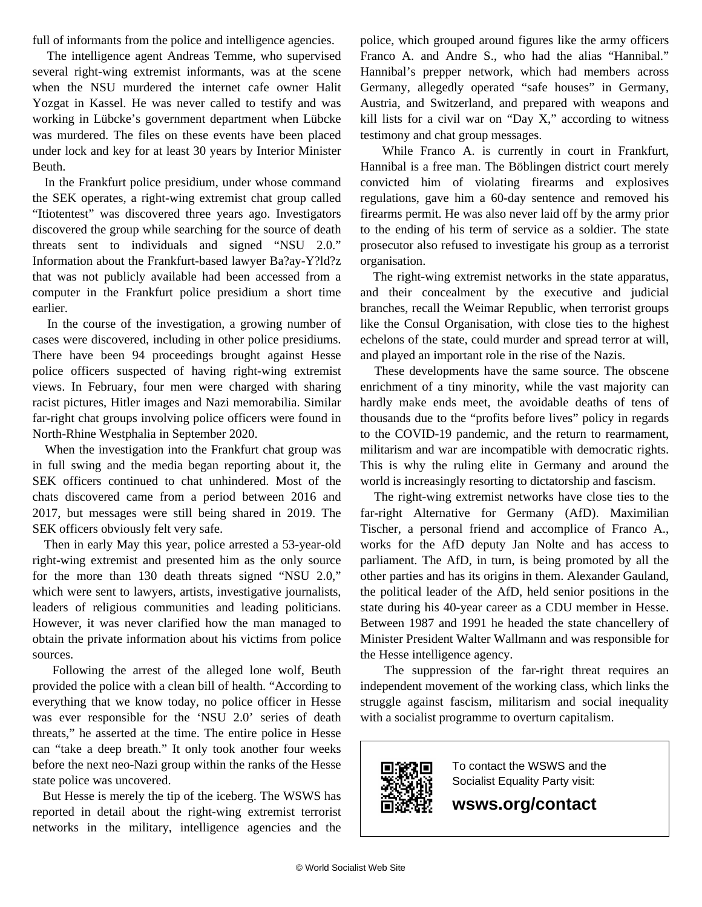full of informants from the police and intelligence agencies.

The intelligence agent Andreas Temme, who supervised several right-wing extremist informants, was at the scene when the NSU murdered the internet cafe owner Halit Yozgat in Kassel. He was never called to testify and was working in Lübcke's government department when Lübcke was murdered. The files on these events have been placed under lock and key for at least 30 years by Interior Minister Beuth.

In the Frankfurt police presidium, under whose command the SEK operates, a right-wing extremist chat group called "Itiotentest" was discovered three years ago. Investigators discovered the group while searching for the source of death threats sent to individuals and signed "NSU 2.0." Information about the Frankfurt-based lawyer Ba?ay-Y?ld?z that was not publicly available had been accessed from a computer in the Frankfurt police presidium a short time earlier.

In the course of the investigation, a growing number of cases were discovered, including in other police presidiums. There have been 94 proceedings brought against Hesse police officers suspected of having right-wing extremist views. In February, four men were charged with sharing racist pictures, Hitler images and Nazi memorabilia. Similar far-right chat groups involving police officers were found in North-Rhine Westphalia in September 2020.

When the investigation into the Frankfurt chat group was in full swing and the media began reporting about it, the SEK officers continued to chat unhindered. Most of the chats discovered came from a period between 2016 and 2017, but messages were still being shared in 2019. The SEK officers obviously felt very safe.

Then in early May this year, police arrested a 53-year-old right-wing extremist and presented him as the only source for the more than 130 death threats signed "NSU 2.0," which were sent to lawyers, artists, investigative journalists, leaders of religious communities and leading politicians. However, it was never clarified how the man managed to obtain the private information about his victims from police sources.

Following the arrest of the alleged lone wolf, Beuth provided the police with a clean bill of health. "According to everything that we know today, no police officer in Hesse was ever responsible for the 'NSU 2.0' series of death threats," he asserted at the time. The entire police in Hesse can "take a deep breath." It only took another four weeks before the next neo-Nazi group within the ranks of the Hesse state police was uncovered.

But Hesse is merely the tip of the iceberg. The WSWS has reported in detail about the right-wing extremist terrorist networks in the military, intelligence agencies and the police, which grouped around figures like the army officers Franco A. and Andre S., who had the alias "Hannibal." Hannibal's prepper network, which had members across Germany, allegedly operated "safe houses" in Germany, Austria, and Switzerland, and prepared with weapons and kill lists for a civil war on "Day X," according to witness testimony and chat group messages.

While Franco A. is currently in court in Frankfurt, Hannibal is a free man. The Böblingen district court merely convicted him of violating firearms and explosives regulations, gave him a 60-day sentence and removed his firearms permit. He was also never laid off by the army prior to the ending of his term of service as a soldier. The state prosecutor also refused to investigate his group as a terrorist organisation.

The right-wing extremist networks in the state apparatus, and their concealment by the executive and judicial branches, recall the Weimar Republic, when terrorist groups like the Consul Organisation, with close ties to the highest echelons of the state, could murder and spread terror at will, and played an important role in the rise of the Nazis.

These developments have the same source. The obscene enrichment of a tiny minority, while the vast majority can hardly make ends meet, the avoidable deaths of tens of thousands due to the "profits before lives" policy in regards to the COVID-19 pandemic, and the return to rearmament, militarism and war are incompatible with democratic rights. This is why the ruling elite in Germany and around the world is increasingly resorting to dictatorship and fascism.

The right-wing extremist networks have close ties to the far-right Alternative for Germany (AfD). Maximilian Tischer, a personal friend and accomplice of Franco A., works for the AfD deputy Jan Nolte and has access to parliament. The AfD, in turn, is being promoted by all the other parties and has its origins in them. Alexander Gauland, the political leader of the AfD, held senior positions in the state during his 40-year career as a CDU member in Hesse. Between 1987 and 1991 he headed the state chancellery of Minister President Walter Wallmann and was responsible for the Hesse intelligence agency.

The suppression of the far-right threat requires an independent movement of the working class, which links the struggle against fascism, militarism and social inequality with a socialist programme to overturn capitalism.

To contact the WSWS and the Socialist Equality Party visit:

**wsws.org/contact**